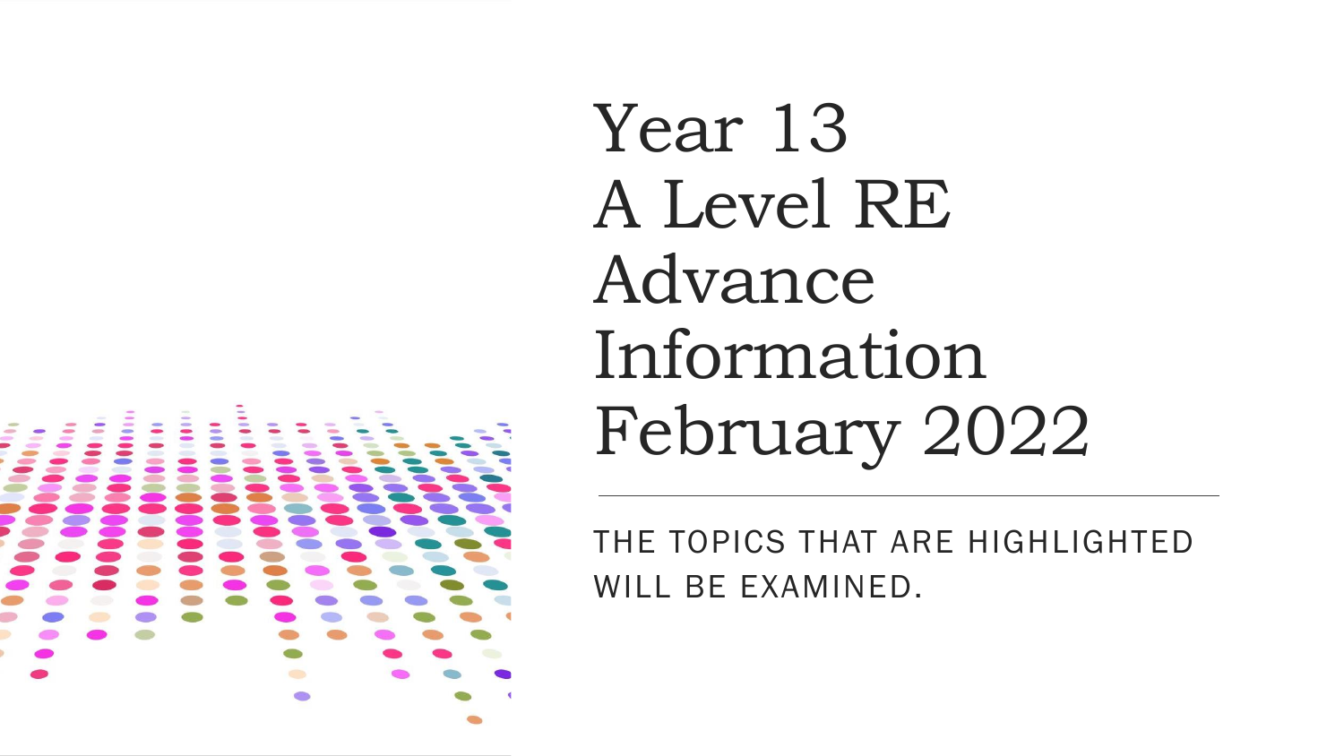# Year 13 A Level RE Advance Information February 2022

THE TOPICS THAT ARE HIGHLIGHTED WILL BE EXAMINED.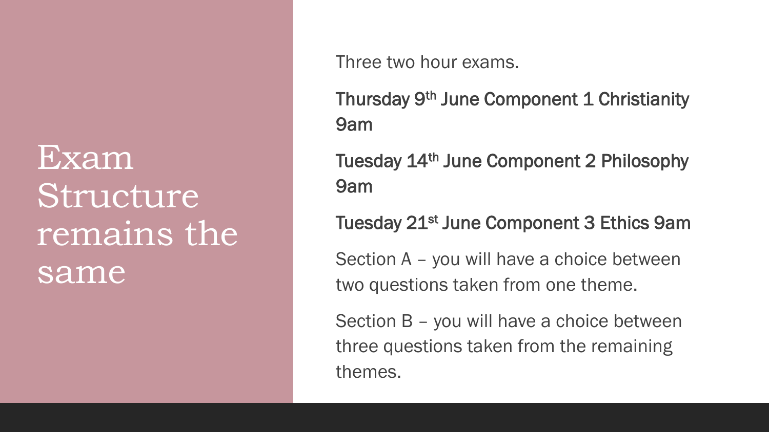# Exam Structure remains the same

Three two hour exams.

**Thursday 9th June Component 1 Christianity 9am**

**Tuesday 14th June Component 2 Philosophy 9am**

**Tuesday 21st June Component 3 Ethics 9am**

Section A – you will have a choice between two questions taken from one theme.

Section B – you will have a choice between three questions taken from the remaining themes.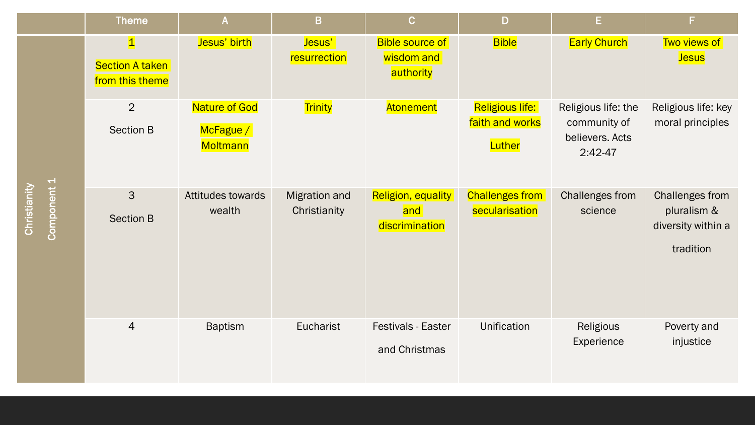| | Theme | A | B | C | D | E | F |
|---|---|---|---|---|---|---|---|
| Christianity Component 1 | 1 Section A taken from this theme | Jesus' birth | Jesus' resurrection | Bible source of wisdom and authority | Bible | Early Church | Two views of Jesus |
| | 2 Section B | Nature of God McFague / Moltmann | Trinity | Atonement | Religious life: faith and works Luther | Religious life: the community of believers. Acts 2:42-47 | Religious life: key moral principles |
| | 3 Section B | Attitudes towards wealth | Migration and Christianity | Religion, equality and discrimination | Challenges from secularisation | Challenges from science | Challenges from pluralism & diversity within a tradition |
| | 4 | Baptism | Eucharist | Festivals - Easter and Christmas | Unification | Religious Experience | Poverty and injustice |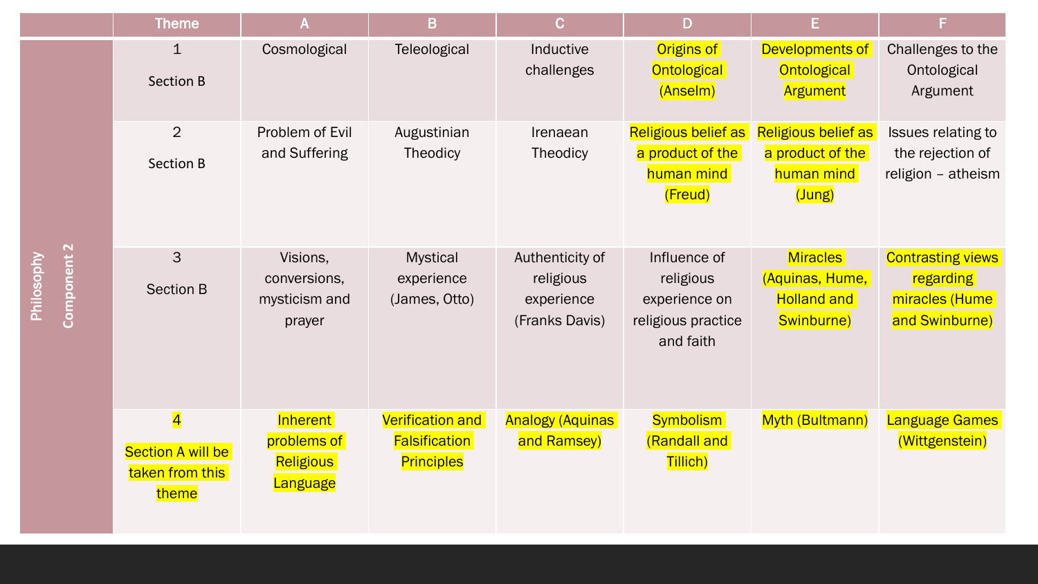| | Theme | A | B | C | D | E | F |
|---|---|---|---|---|---|---|---|
| Philosophy Component 2 | 1 Section B | Cosmological | Teleological | Inductive challenges | Origins of Ontological (Anselm) | Developments of Ontological Argument | Challenges to the Ontological Argument |
| | 2 Section B | Problem of Evil and Suffering | Augustinian Theodicy | Irenaean Theodicy | Religious belief as a product of the human mind (Freud) | Religious belief as a product of the human mind (Jung) | Issues relating to the rejection of religion – atheism |
| | 3 Section B | Visions, conversions, mysticism and prayer | Mystical experience (James, Otto) | Authenticity of religious experience (Franks Davis) | Influence of religious experience on religious practice and faith | Miracles (Aquinas, Hume, Holland and Swinburne) | Contrasting views regarding miracles (Hume and Swinburne) |
| | 4 Section A will be taken from this theme | Inherent problems of Religious Language | Verification and Falsification Principles | Analogy (Aquinas and Ramsey) | Symbolism (Randall and Tillich) | Myth (Bultmann) | Language Games (Wittgenstein) |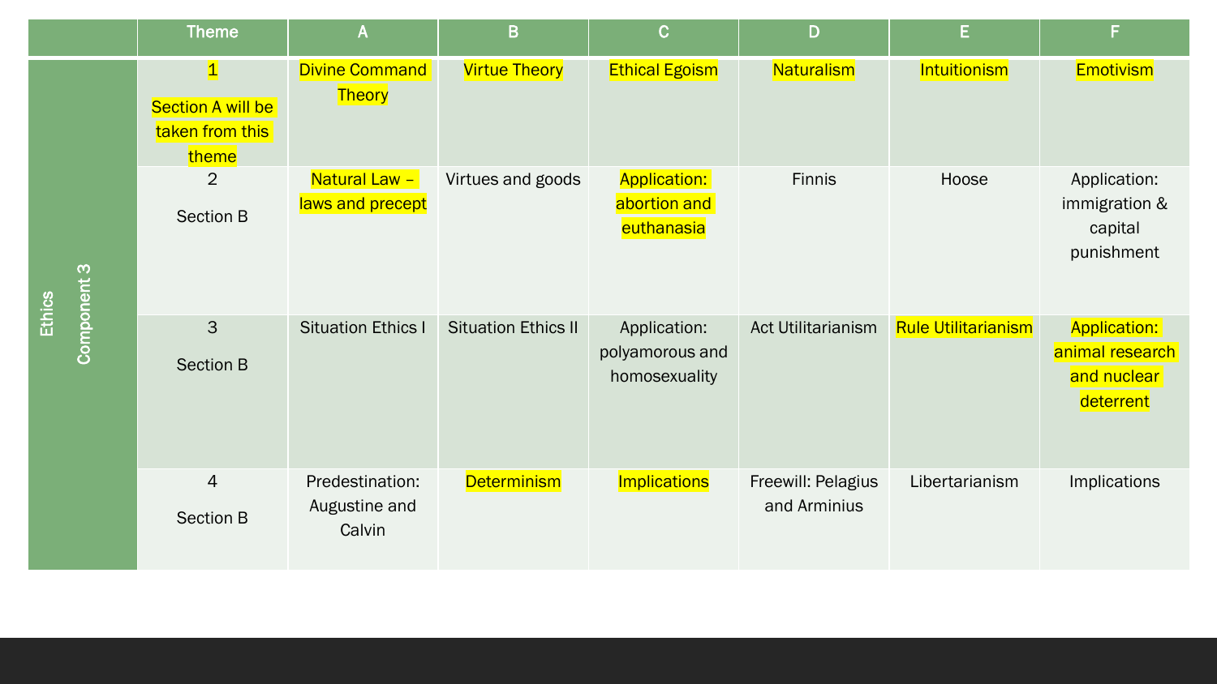| | Theme | A | B | C | D | E | F |
|---|---|---|---|---|---|---|---|
| Ethics Component 3 | 1 Section A will be taken from this theme | Divine Command Theory | Virtue Theory | Ethical Egoism | Naturalism | Intuitionism | Emotivism |
| | 2 Section B | Natural Law – laws and precept | Virtues and goods | Application: abortion and euthanasia | Finnis | Hoose | Application: immigration & capital punishment |
| | 3 Section B | Situation Ethics I | Situation Ethics II | Application: polyamorous and homosexuality | Act Utilitarianism | Rule Utilitarianism | Application: animal research and nuclear deterrent |
| | 4 Section B | Predestination: Augustine and Calvin | Determinism | Implications | Freewill: Pelagius and Arminius | Libertarianism | Implications |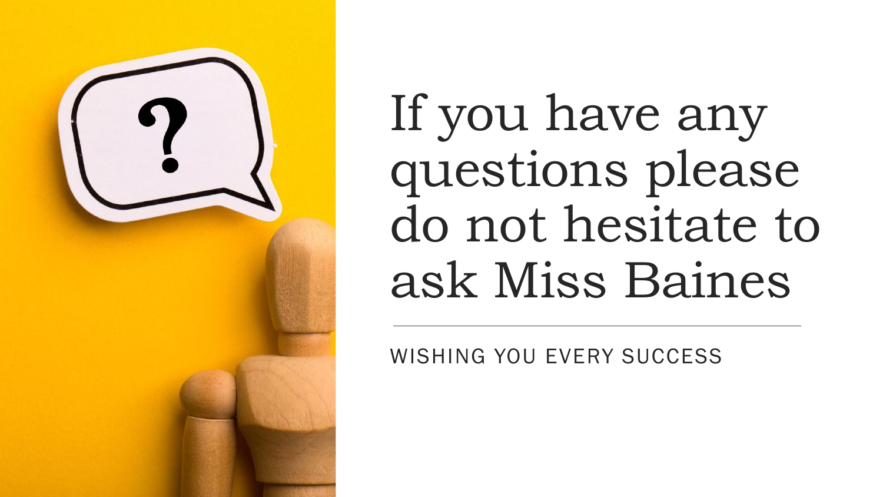# If you have any questions please do not hesitate to ask Miss Baines

WISHING YOU EVERY SUCCESS